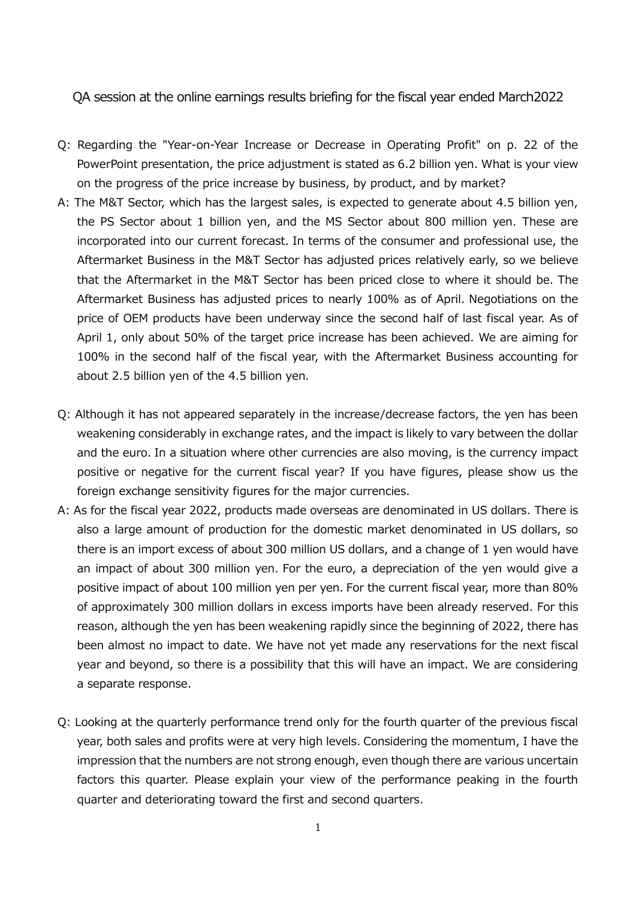# QA session at the online earnings results briefing for the fiscal year ended March2022

Q: Regarding the "Year-on-Year Increase or Decrease in Operating Profit" on p. 22 of the PowerPoint presentation, the price adjustment is stated as 6.2 billion yen. What is your view on the progress of the price increase by business, by product, and by market?

A: The M&T Sector, which has the largest sales, is expected to generate about 4.5 billion yen, the PS Sector about 1 billion yen, and the MS Sector about 800 million yen. These are incorporated into our current forecast. In terms of the consumer and professional use, the Aftermarket Business in the M&T Sector has adjusted prices relatively early, so we believe that the Aftermarket in the M&T Sector has been priced close to where it should be. The Aftermarket Business has adjusted prices to nearly 100% as of April. Negotiations on the price of OEM products have been underway since the second half of last fiscal year. As of April 1, only about 50% of the target price increase has been achieved. We are aiming for 100% in the second half of the fiscal year, with the Aftermarket Business accounting for about 2.5 billion yen of the 4.5 billion yen.

Q: Although it has not appeared separately in the increase/decrease factors, the yen has been weakening considerably in exchange rates, and the impact is likely to vary between the dollar and the euro. In a situation where other currencies are also moving, is the currency impact positive or negative for the current fiscal year? If you have figures, please show us the foreign exchange sensitivity figures for the major currencies.

A: As for the fiscal year 2022, products made overseas are denominated in US dollars. There is also a large amount of production for the domestic market denominated in US dollars, so there is an import excess of about 300 million US dollars, and a change of 1 yen would have an impact of about 300 million yen. For the euro, a depreciation of the yen would give a positive impact of about 100 million yen per yen. For the current fiscal year, more than 80% of approximately 300 million dollars in excess imports have been already reserved. For this reason, although the yen has been weakening rapidly since the beginning of 2022, there has been almost no impact to date. We have not yet made any reservations for the next fiscal year and beyond, so there is a possibility that this will have an impact. We are considering a separate response.

Q: Looking at the quarterly performance trend only for the fourth quarter of the previous fiscal year, both sales and profits were at very high levels. Considering the momentum, I have the impression that the numbers are not strong enough, even though there are various uncertain factors this quarter. Please explain your view of the performance peaking in the fourth quarter and deteriorating toward the first and second quarters.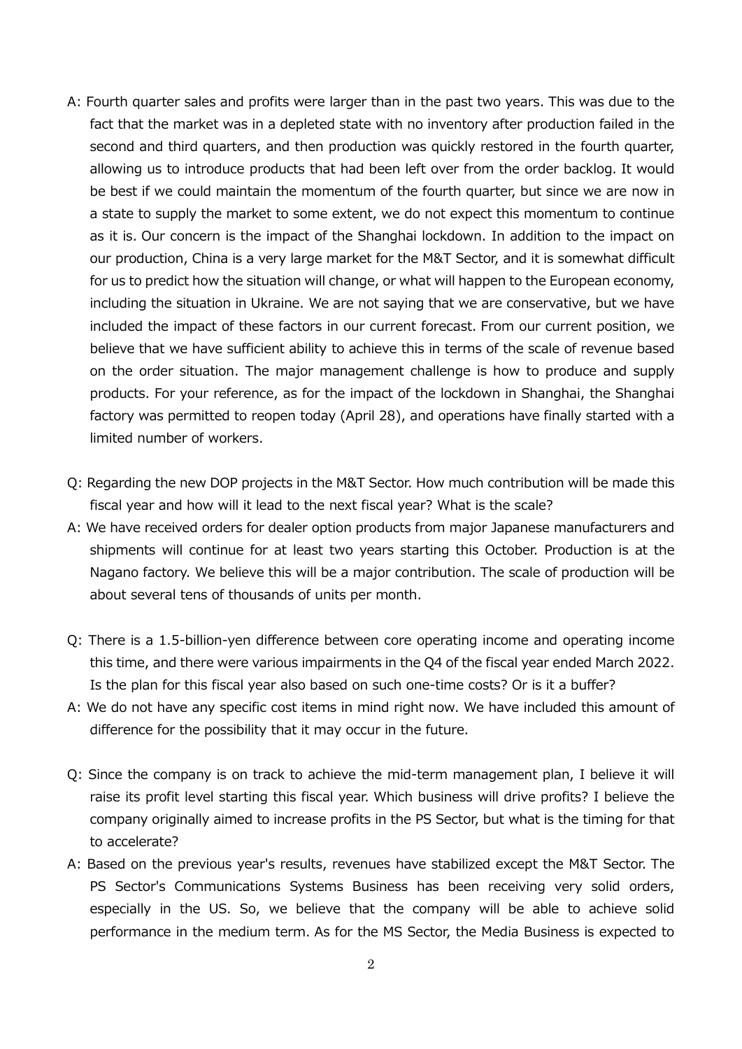A: Fourth quarter sales and profits were larger than in the past two years. This was due to the fact that the market was in a depleted state with no inventory after production failed in the second and third quarters, and then production was quickly restored in the fourth quarter, allowing us to introduce products that had been left over from the order backlog. It would be best if we could maintain the momentum of the fourth quarter, but since we are now in a state to supply the market to some extent, we do not expect this momentum to continue as it is. Our concern is the impact of the Shanghai lockdown. In addition to the impact on our production, China is a very large market for the M&T Sector, and it is somewhat difficult for us to predict how the situation will change, or what will happen to the European economy, including the situation in Ukraine. We are not saying that we are conservative, but we have included the impact of these factors in our current forecast. From our current position, we believe that we have sufficient ability to achieve this in terms of the scale of revenue based on the order situation. The major management challenge is how to produce and supply products. For your reference, as for the impact of the lockdown in Shanghai, the Shanghai factory was permitted to reopen today (April 28), and operations have finally started with a limited number of workers.

Q: Regarding the new DOP projects in the M&T Sector. How much contribution will be made this fiscal year and how will it lead to the next fiscal year? What is the scale?

A: We have received orders for dealer option products from major Japanese manufacturers and shipments will continue for at least two years starting this October. Production is at the Nagano factory. We believe this will be a major contribution. The scale of production will be about several tens of thousands of units per month.

Q: There is a 1.5-billion-yen difference between core operating income and operating income this time, and there were various impairments in the Q4 of the fiscal year ended March 2022. Is the plan for this fiscal year also based on such one-time costs? Or is it a buffer?

A: We do not have any specific cost items in mind right now. We have included this amount of difference for the possibility that it may occur in the future.

Q: Since the company is on track to achieve the mid-term management plan, I believe it will raise its profit level starting this fiscal year. Which business will drive profits? I believe the company originally aimed to increase profits in the PS Sector, but what is the timing for that to accelerate?

A: Based on the previous year's results, revenues have stabilized except the M&T Sector. The PS Sector's Communications Systems Business has been receiving very solid orders, especially in the US. So, we believe that the company will be able to achieve solid performance in the medium term. As for the MS Sector, the Media Business is expected to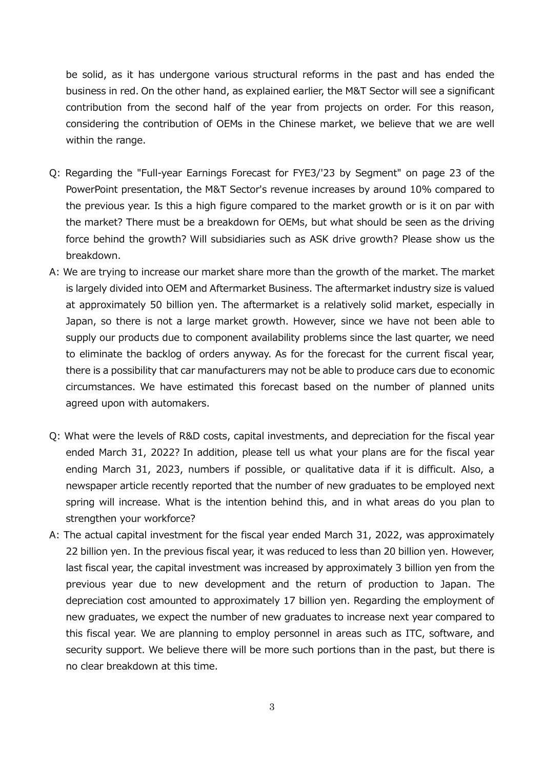be solid, as it has undergone various structural reforms in the past and has ended the business in red. On the other hand, as explained earlier, the M&T Sector will see a significant contribution from the second half of the year from projects on order. For this reason, considering the contribution of OEMs in the Chinese market, we believe that we are well within the range.

Q: Regarding the "Full-year Earnings Forecast for FYE3/'23 by Segment" on page 23 of the PowerPoint presentation, the M&T Sector's revenue increases by around 10% compared to the previous year. Is this a high figure compared to the market growth or is it on par with the market? There must be a breakdown for OEMs, but what should be seen as the driving force behind the growth? Will subsidiaries such as ASK drive growth? Please show us the breakdown.

A: We are trying to increase our market share more than the growth of the market. The market is largely divided into OEM and Aftermarket Business. The aftermarket industry size is valued at approximately 50 billion yen. The aftermarket is a relatively solid market, especially in Japan, so there is not a large market growth. However, since we have not been able to supply our products due to component availability problems since the last quarter, we need to eliminate the backlog of orders anyway. As for the forecast for the current fiscal year, there is a possibility that car manufacturers may not be able to produce cars due to economic circumstances. We have estimated this forecast based on the number of planned units agreed upon with automakers.

Q: What were the levels of R&D costs, capital investments, and depreciation for the fiscal year ended March 31, 2022? In addition, please tell us what your plans are for the fiscal year ending March 31, 2023, numbers if possible, or qualitative data if it is difficult. Also, a newspaper article recently reported that the number of new graduates to be employed next spring will increase. What is the intention behind this, and in what areas do you plan to strengthen your workforce?

A: The actual capital investment for the fiscal year ended March 31, 2022, was approximately 22 billion yen. In the previous fiscal year, it was reduced to less than 20 billion yen. However, last fiscal year, the capital investment was increased by approximately 3 billion yen from the previous year due to new development and the return of production to Japan. The depreciation cost amounted to approximately 17 billion yen. Regarding the employment of new graduates, we expect the number of new graduates to increase next year compared to this fiscal year. We are planning to employ personnel in areas such as ITC, software, and security support. We believe there will be more such portions than in the past, but there is no clear breakdown at this time.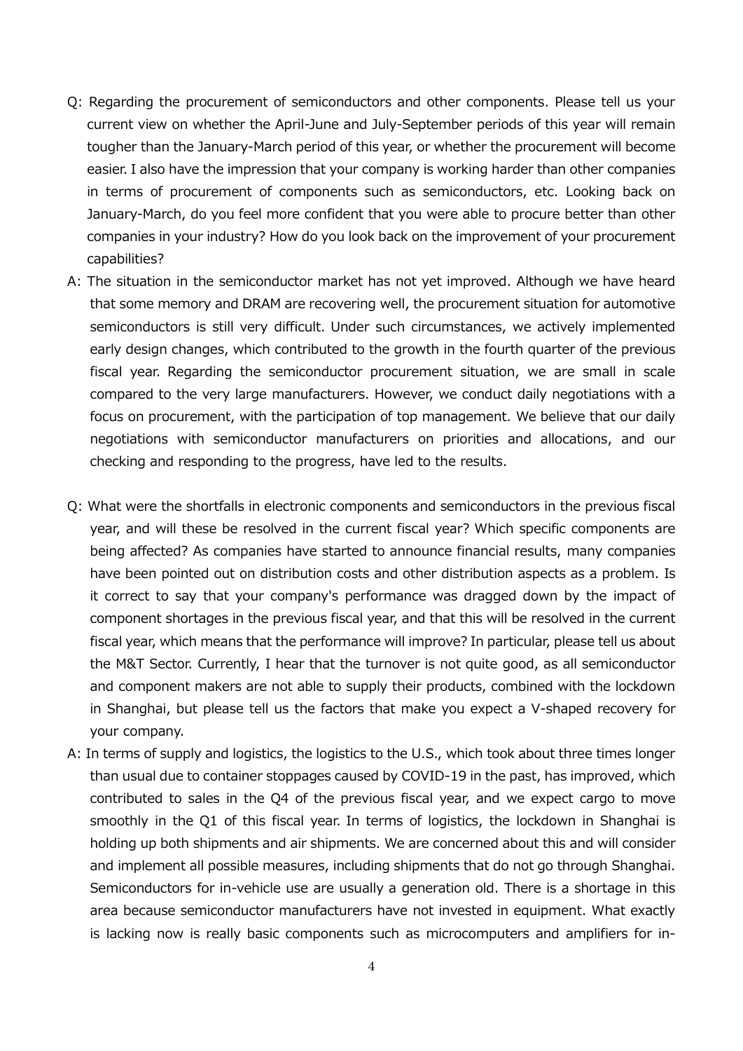Q: Regarding the procurement of semiconductors and other components. Please tell us your current view on whether the April-June and July-September periods of this year will remain tougher than the January-March period of this year, or whether the procurement will become easier. I also have the impression that your company is working harder than other companies in terms of procurement of components such as semiconductors, etc. Looking back on January-March, do you feel more confident that you were able to procure better than other companies in your industry? How do you look back on the improvement of your procurement capabilities?

A: The situation in the semiconductor market has not yet improved. Although we have heard that some memory and DRAM are recovering well, the procurement situation for automotive semiconductors is still very difficult. Under such circumstances, we actively implemented early design changes, which contributed to the growth in the fourth quarter of the previous fiscal year. Regarding the semiconductor procurement situation, we are small in scale compared to the very large manufacturers. However, we conduct daily negotiations with a focus on procurement, with the participation of top management. We believe that our daily negotiations with semiconductor manufacturers on priorities and allocations, and our checking and responding to the progress, have led to the results.

Q: What were the shortfalls in electronic components and semiconductors in the previous fiscal year, and will these be resolved in the current fiscal year? Which specific components are being affected? As companies have started to announce financial results, many companies have been pointed out on distribution costs and other distribution aspects as a problem. Is it correct to say that your company's performance was dragged down by the impact of component shortages in the previous fiscal year, and that this will be resolved in the current fiscal year, which means that the performance will improve? In particular, please tell us about the M&T Sector. Currently, I hear that the turnover is not quite good, as all semiconductor and component makers are not able to supply their products, combined with the lockdown in Shanghai, but please tell us the factors that make you expect a V-shaped recovery for your company.

A: In terms of supply and logistics, the logistics to the U.S., which took about three times longer than usual due to container stoppages caused by COVID-19 in the past, has improved, which contributed to sales in the Q4 of the previous fiscal year, and we expect cargo to move smoothly in the Q1 of this fiscal year. In terms of logistics, the lockdown in Shanghai is holding up both shipments and air shipments. We are concerned about this and will consider and implement all possible measures, including shipments that do not go through Shanghai. Semiconductors for in-vehicle use are usually a generation old. There is a shortage in this area because semiconductor manufacturers have not invested in equipment. What exactly is lacking now is really basic components such as microcomputers and amplifiers for in-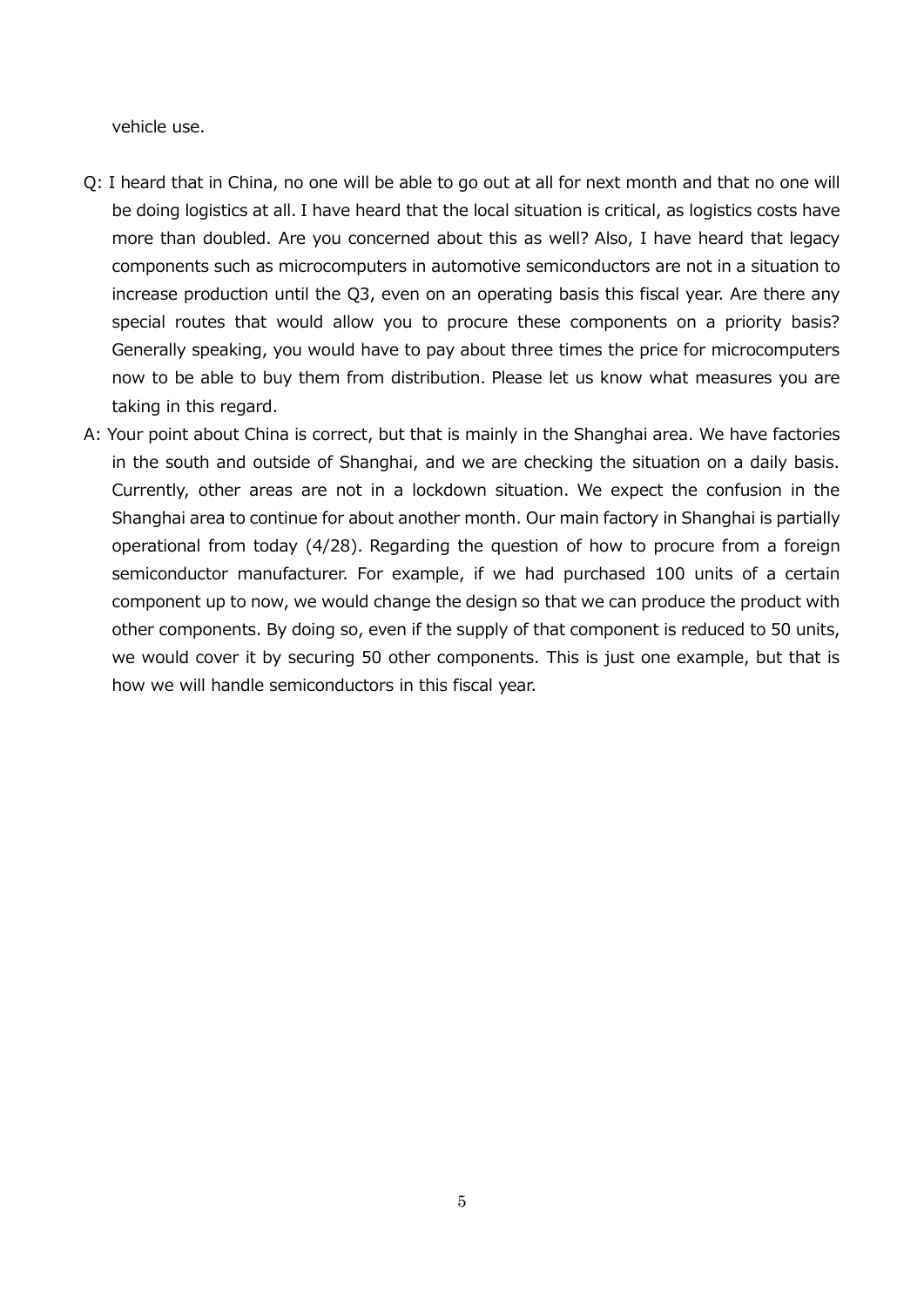vehicle use.

Q: I heard that in China, no one will be able to go out at all for next month and that no one will be doing logistics at all. I have heard that the local situation is critical, as logistics costs have more than doubled. Are you concerned about this as well? Also, I have heard that legacy components such as microcomputers in automotive semiconductors are not in a situation to increase production until the Q3, even on an operating basis this fiscal year. Are there any special routes that would allow you to procure these components on a priority basis? Generally speaking, you would have to pay about three times the price for microcomputers now to be able to buy them from distribution. Please let us know what measures you are taking in this regard.

A: Your point about China is correct, but that is mainly in the Shanghai area. We have factories in the south and outside of Shanghai, and we are checking the situation on a daily basis. Currently, other areas are not in a lockdown situation. We expect the confusion in the Shanghai area to continue for about another month. Our main factory in Shanghai is partially operational from today (4/28). Regarding the question of how to procure from a foreign semiconductor manufacturer. For example, if we had purchased 100 units of a certain component up to now, we would change the design so that we can produce the product with other components. By doing so, even if the supply of that component is reduced to 50 units, we would cover it by securing 50 other components. This is just one example, but that is how we will handle semiconductors in this fiscal year.